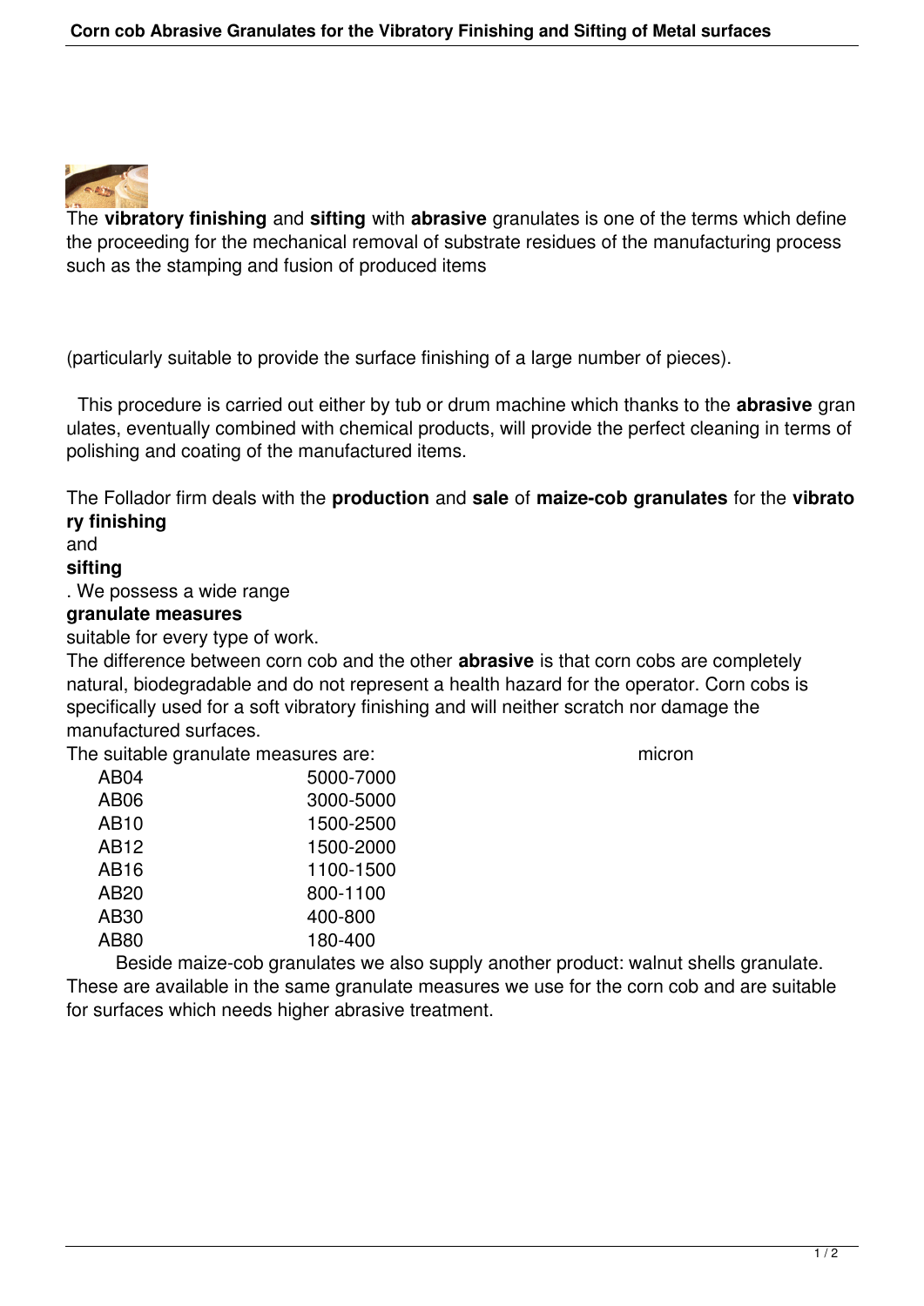The **vibratory finishing** and **sifting** with **abrasive** granulates is one of the terms which define the proceeding for the mechanical removal of substrate residues of the manufacturing process such as the stamping and fusion of produced items

(particularly suitable to provide the surface finishing of a large number of pieces).

This procedure is carried out either by tub or drum machine which thanks to the **abrasive** granulates, eventually combined with chemical products, will provide the perfect cleaning in terms of polishing and coating of the manufactured items.

The Follador firm deals with the **production** and **sale** of **maize-cob granulates** for the **vibratory finishing** and **sifting**. We possess a wide range **granulate measures** suitable for every type of work.

The difference between corn cob and the other **abrasive** is that corn cobs are completely natural, biodegradable and do not represent a health hazard for the operator. Corn cobs is specifically used for a soft vibratory finishing and will neither scratch nor damage the manufactured surfaces.

The suitable granulate measures are:

| | micron |
|---|---|
| AB04 | 5000-7000 |
| AB06 | 3000-5000 |
| AB10 | 1500-2500 |
| AB12 | 1500-2000 |
| AB16 | 1100-1500 |
| AB20 | 800-1100 |
| AB30 | 400-800 |
| AB80 | 180-400 |

Beside maize-cob granulates we also supply another product: walnut shells granulate. These are available in the same granulate measures we use for the corn cob and are suitable for surfaces which needs higher abrasive treatment.